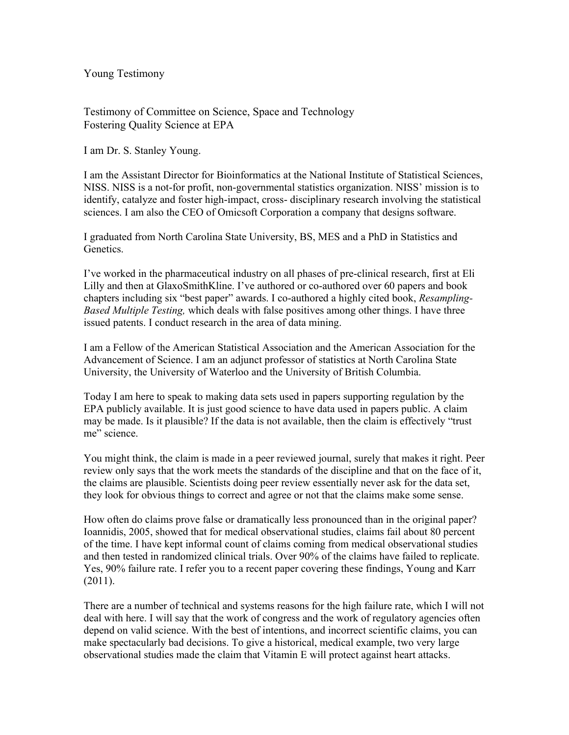Young Testimony

Testimony of Committee on Science, Space and Technology
Fostering Quality Science at EPA

I am Dr. S. Stanley Young.

I am the Assistant Director for Bioinformatics at the National Institute of Statistical Sciences, NISS. NISS is a not-for profit, non-governmental statistics organization. NISS' mission is to identify, catalyze and foster high-impact, cross- disciplinary research involving the statistical sciences. I am also the CEO of Omicsoft Corporation a company that designs software.

I graduated from North Carolina State University, BS, MES and a PhD in Statistics and Genetics.

I've worked in the pharmaceutical industry on all phases of pre-clinical research, first at Eli Lilly and then at GlaxoSmithKline. I've authored or co-authored over 60 papers and book chapters including six "best paper" awards. I co-authored a highly cited book, *Resampling-Based Multiple Testing,* which deals with false positives among other things. I have three issued patents. I conduct research in the area of data mining.

I am a Fellow of the American Statistical Association and the American Association for the Advancement of Science. I am an adjunct professor of statistics at North Carolina State University, the University of Waterloo and the University of British Columbia.

Today I am here to speak to making data sets used in papers supporting regulation by the EPA publicly available. It is just good science to have data used in papers public. A claim may be made. Is it plausible? If the data is not available, then the claim is effectively "trust me" science.

You might think, the claim is made in a peer reviewed journal, surely that makes it right. Peer review only says that the work meets the standards of the discipline and that on the face of it, the claims are plausible. Scientists doing peer review essentially never ask for the data set, they look for obvious things to correct and agree or not that the claims make some sense.

How often do claims prove false or dramatically less pronounced than in the original paper? Ioannidis, 2005, showed that for medical observational studies, claims fail about 80 percent of the time. I have kept informal count of claims coming from medical observational studies and then tested in randomized clinical trials. Over 90% of the claims have failed to replicate. Yes, 90% failure rate. I refer you to a recent paper covering these findings, Young and Karr (2011).

There are a number of technical and systems reasons for the high failure rate, which I will not deal with here. I will say that the work of congress and the work of regulatory agencies often depend on valid science. With the best of intentions, and incorrect scientific claims, you can make spectacularly bad decisions. To give a historical, medical example, two very large observational studies made the claim that Vitamin E will protect against heart attacks.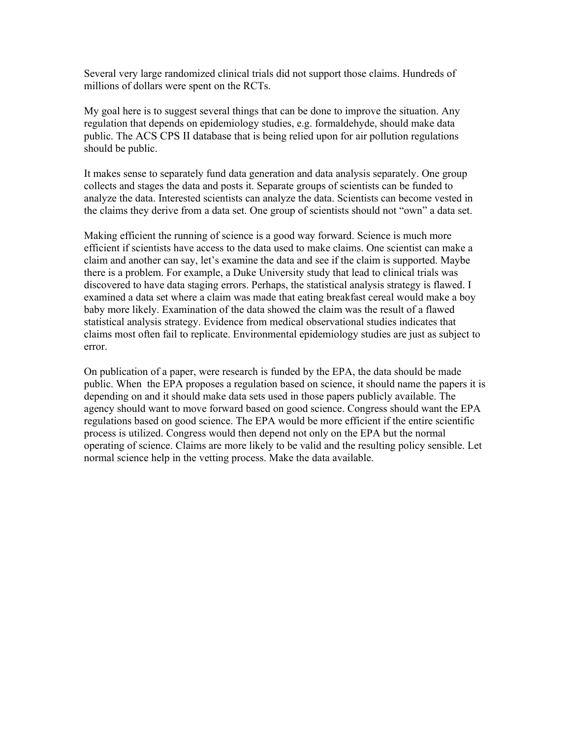Several very large randomized clinical trials did not support those claims. Hundreds of millions of dollars were spent on the RCTs.

My goal here is to suggest several things that can be done to improve the situation. Any regulation that depends on epidemiology studies, e.g. formaldehyde, should make data public. The ACS CPS II database that is being relied upon for air pollution regulations should be public.

It makes sense to separately fund data generation and data analysis separately. One group collects and stages the data and posts it. Separate groups of scientists can be funded to analyze the data. Interested scientists can analyze the data. Scientists can become vested in the claims they derive from a data set. One group of scientists should not "own" a data set.

Making efficient the running of science is a good way forward. Science is much more efficient if scientists have access to the data used to make claims. One scientist can make a claim and another can say, let's examine the data and see if the claim is supported. Maybe there is a problem. For example, a Duke University study that lead to clinical trials was discovered to have data staging errors. Perhaps, the statistical analysis strategy is flawed. I examined a data set where a claim was made that eating breakfast cereal would make a boy baby more likely. Examination of the data showed the claim was the result of a flawed statistical analysis strategy. Evidence from medical observational studies indicates that claims most often fail to replicate. Environmental epidemiology studies are just as subject to error.

On publication of a paper, were research is funded by the EPA, the data should be made public. When the EPA proposes a regulation based on science, it should name the papers it is depending on and it should make data sets used in those papers publicly available. The agency should want to move forward based on good science. Congress should want the EPA regulations based on good science. The EPA would be more efficient if the entire scientific process is utilized. Congress would then depend not only on the EPA but the normal operating of science. Claims are more likely to be valid and the resulting policy sensible. Let normal science help in the vetting process. Make the data available.